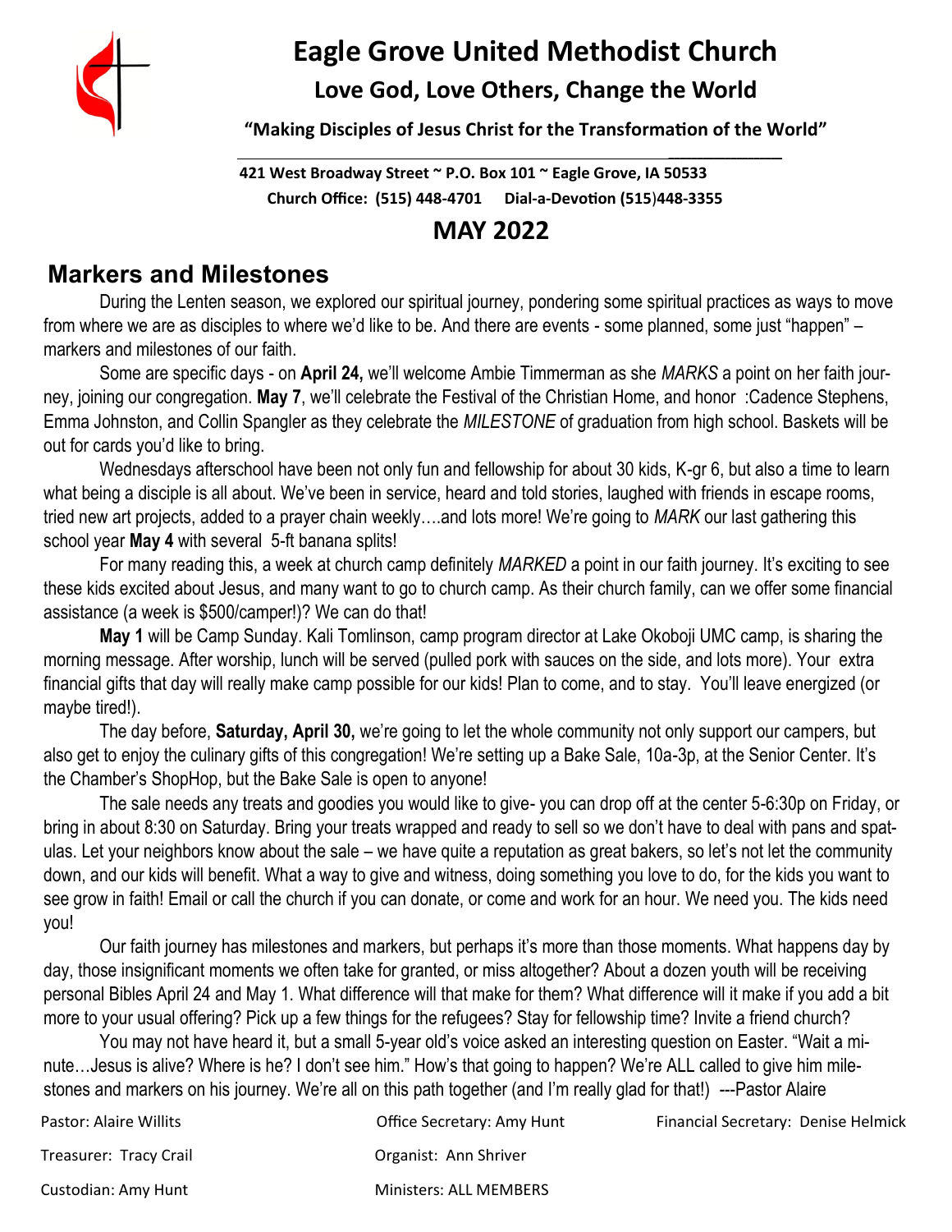# Eagle Grove United Methodist Church

## Love God, Love Others, Change the World

**"Making Disciples of Jesus Christ for the Transformation of the World"**

**421 West Broadway Street ~ P.O. Box 101 ~ Eagle Grove, IA 50533**
**Church Office: (515) 448-4701 Dial-a-Devotion (515)448-3355**

# MAY 2022

## Markers and Milestones

During the Lenten season, we explored our spiritual journey, pondering some spiritual practices as ways to move from where we are as disciples to where we'd like to be. And there are events - some planned, some just "happen" – markers and milestones of our faith.

Some are specific days - on **April 24,** we'll welcome Ambie Timmerman as she *MARKS* a point on her faith journey, joining our congregation. **May 7**, we'll celebrate the Festival of the Christian Home, and honor :Cadence Stephens, Emma Johnston, and Collin Spangler as they celebrate the *MILESTONE* of graduation from high school. Baskets will be out for cards you'd like to bring.

Wednesdays afterschool have been not only fun and fellowship for about 30 kids, K-gr 6, but also a time to learn what being a disciple is all about. We've been in service, heard and told stories, laughed with friends in escape rooms, tried new art projects, added to a prayer chain weekly….and lots more! We're going to *MARK* our last gathering this school year **May 4** with several 5-ft banana splits!

For many reading this, a week at church camp definitely *MARKED* a point in our faith journey. It's exciting to see these kids excited about Jesus, and many want to go to church camp. As their church family, can we offer some financial assistance (a week is $500/camper!)? We can do that!

**May 1** will be Camp Sunday. Kali Tomlinson, camp program director at Lake Okoboji UMC camp, is sharing the morning message. After worship, lunch will be served (pulled pork with sauces on the side, and lots more). Your extra financial gifts that day will really make camp possible for our kids! Plan to come, and to stay. You'll leave energized (or maybe tired!).

The day before, **Saturday, April 30,** we're going to let the whole community not only support our campers, but also get to enjoy the culinary gifts of this congregation! We're setting up a Bake Sale, 10a-3p, at the Senior Center. It's the Chamber's ShopHop, but the Bake Sale is open to anyone!

The sale needs any treats and goodies you would like to give- you can drop off at the center 5-6:30p on Friday, or bring in about 8:30 on Saturday. Bring your treats wrapped and ready to sell so we don't have to deal with pans and spatulas. Let your neighbors know about the sale – we have quite a reputation as great bakers, so let's not let the community down, and our kids will benefit. What a way to give and witness, doing something you love to do, for the kids you want to see grow in faith! Email or call the church if you can donate, or come and work for an hour. We need you. The kids need you!

Our faith journey has milestones and markers, but perhaps it's more than those moments. What happens day by day, those insignificant moments we often take for granted, or miss altogether? About a dozen youth will be receiving personal Bibles April 24 and May 1. What difference will that make for them? What difference will it make if you add a bit more to your usual offering? Pick up a few things for the refugees? Stay for fellowship time? Invite a friend church?

You may not have heard it, but a small 5-year old's voice asked an interesting question on Easter. "Wait a minute…Jesus is alive? Where is he? I don't see him." How's that going to happen? We're ALL called to give him milestones and markers on his journey. We're all on this path together (and I'm really glad for that!) ---Pastor Alaire

Pastor: Alaire Willits
Office Secretary: Amy Hunt
Financial Secretary: Denise Helmick
Treasurer: Tracy Crail
Organist: Ann Shriver
Custodian: Amy Hunt
Ministers: ALL MEMBERS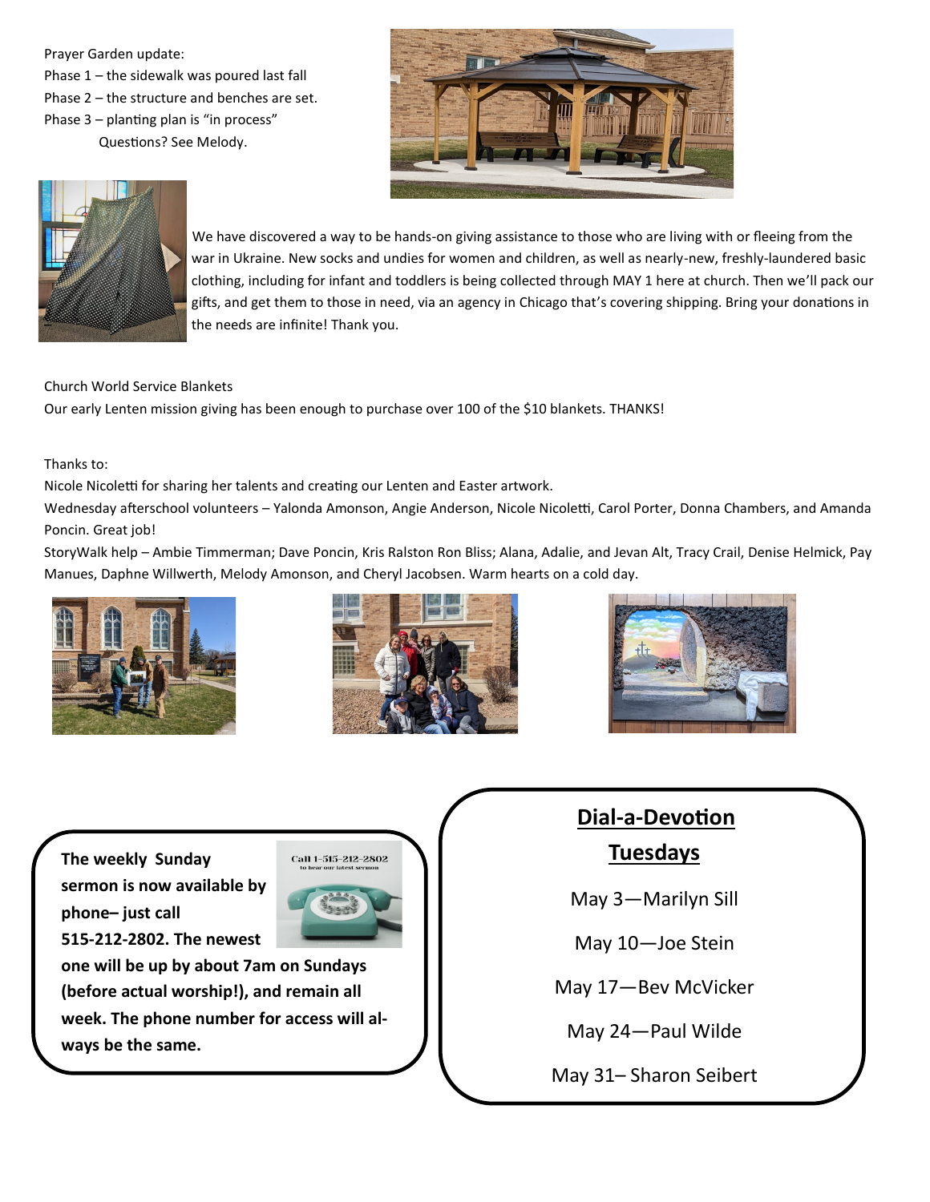Prayer Garden update:

Phase 1 – the sidewalk was poured last fall

Phase 2 – the structure and benches are set.

Phase 3 – planting plan is "in process"

Questions? See Melody.

We have discovered a way to be hands-on giving assistance to those who are living with or fleeing from the war in Ukraine. New socks and undies for women and children, as well as nearly-new, freshly-laundered basic clothing, including for infant and toddlers is being collected through MAY 1 here at church. Then we'll pack our gifts, and get them to those in need, via an agency in Chicago that's covering shipping. Bring your donations in the needs are infinite! Thank you.

Church World Service Blankets

Our early Lenten mission giving has been enough to purchase over 100 of the $10 blankets. THANKS!

Thanks to:

Nicole Nicoletti for sharing her talents and creating our Lenten and Easter artwork.

Wednesday afterschool volunteers – Yalonda Amonson, Angie Anderson, Nicole Nicoletti, Carol Porter, Donna Chambers, and Amanda Poncin. Great job!

StoryWalk help – Ambie Timmerman; Dave Poncin, Kris Ralston Ron Bliss; Alana, Adalie, and Jevan Alt, Tracy Crail, Denise Helmick, Pay Manues, Daphne Willwerth, Melody Amonson, and Cheryl Jacobsen. Warm hearts on a cold day.

**The weekly Sunday sermon is now available by phone– just call 515-212-2802. The newest one will be up by about 7am on Sundays (before actual worship!), and remain all week. The phone number for access will always be the same.**

Call 1-515-212-2802 to hear our latest sermon

## Dial-a-Devotion

## Tuesdays

May 3—Marilyn Sill

May 10—Joe Stein

May 17—Bev McVicker

May 24—Paul Wilde

May 31– Sharon Seibert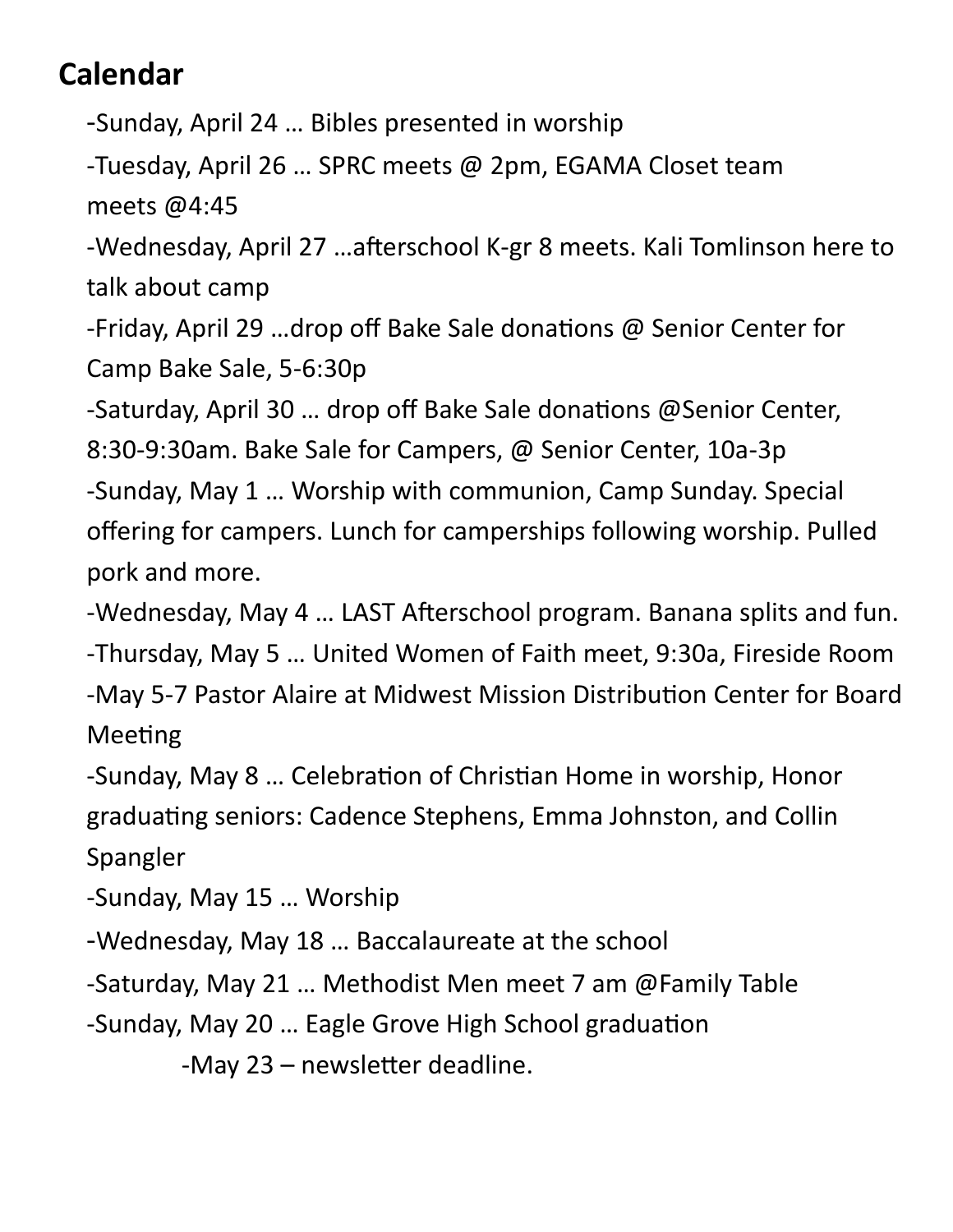## Calendar

-Sunday, April 24 … Bibles presented in worship

-Tuesday, April 26 … SPRC meets @ 2pm, EGAMA Closet team meets @4:45

-Wednesday, April 27 …afterschool K-gr 8 meets. Kali Tomlinson here to talk about camp

-Friday, April 29 …drop off Bake Sale donations @ Senior Center for Camp Bake Sale, 5-6:30p

-Saturday, April 30 … drop off Bake Sale donations @Senior Center, 8:30-9:30am. Bake Sale for Campers, @ Senior Center, 10a-3p

-Sunday, May 1 … Worship with communion, Camp Sunday. Special offering for campers. Lunch for camperships following worship. Pulled pork and more.

-Wednesday, May 4 … LAST Afterschool program. Banana splits and fun.

-Thursday, May 5 … United Women of Faith meet, 9:30a, Fireside Room

-May 5-7 Pastor Alaire at Midwest Mission Distribution Center for Board Meeting

-Sunday, May 8 … Celebration of Christian Home in worship, Honor graduating seniors: Cadence Stephens, Emma Johnston, and Collin Spangler

-Sunday, May 15 … Worship

-Wednesday, May 18 … Baccalaureate at the school

-Saturday, May 21 … Methodist Men meet 7 am @Family Table

-Sunday, May 20 … Eagle Grove High School graduation

-May 23 – newsletter deadline.